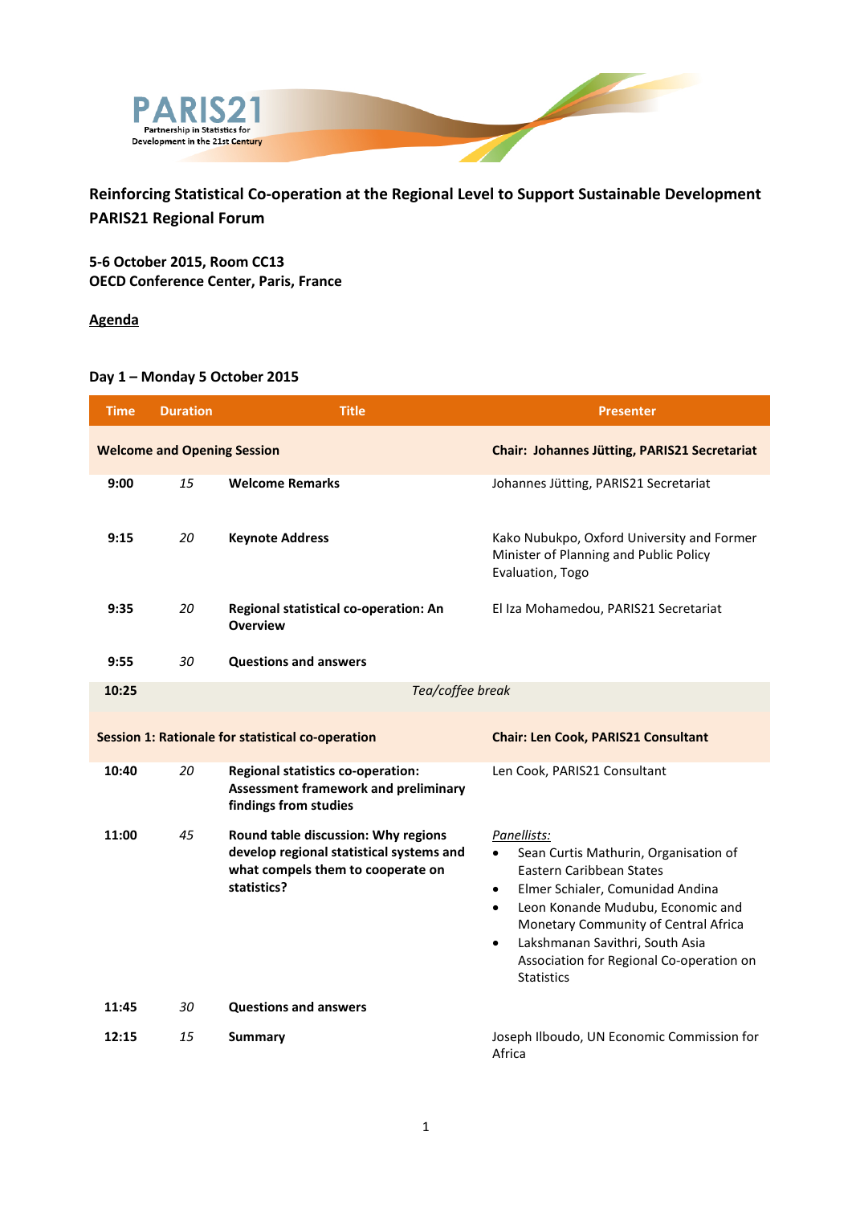PARIS21
Partnership in Statistics for Development in the 21st Century

## Reinforcing Statistical Co-operation at the Regional Level to Support Sustainable Development
## PARIS21 Regional Forum

**5-6 October 2015, Room CC13**
**OECD Conference Center, Paris, France**

**Agenda**

### Day 1 – Monday 5 October 2015

| Time | Duration | Title | Presenter |
|---|---|---|---|
| **Welcome and Opening Session** | | | **Chair: Johannes Jütting, PARIS21 Secretariat** |
| 9:00 | *15* | **Welcome Remarks** | Johannes Jütting, PARIS21 Secretariat |
| 9:15 | *20* | **Keynote Address** | Kako Nubukpo, Oxford University and Former Minister of Planning and Public Policy Evaluation, Togo |
| 9:35 | *20* | **Regional statistical co-operation: An Overview** | El Iza Mohamedou, PARIS21 Secretariat |
| 9:55 | *30* | **Questions and answers** | |
| 10:25 | | *Tea/coffee break* | |
| **Session 1: Rationale for statistical co-operation** | | | **Chair: Len Cook, PARIS21 Consultant** |
| 10:40 | *20* | **Regional statistics co-operation: Assessment framework and preliminary findings from studies** | Len Cook, PARIS21 Consultant |
| 11:00 | *45* | **Round table discussion: Why regions develop regional statistical systems and what compels them to cooperate on statistics?** | *Panellists:* <br>• Sean Curtis Mathurin, Organisation of Eastern Caribbean States <br>• Elmer Schialer, Comunidad Andina <br>• Leon Konande Mudubu, Economic and Monetary Community of Central Africa <br>• Lakshmanan Savithri, South Asia Association for Regional Co-operation on Statistics |
| 11:45 | *30* | **Questions and answers** | |
| 12:15 | *15* | **Summary** | Joseph Ilboudo, UN Economic Commission for Africa |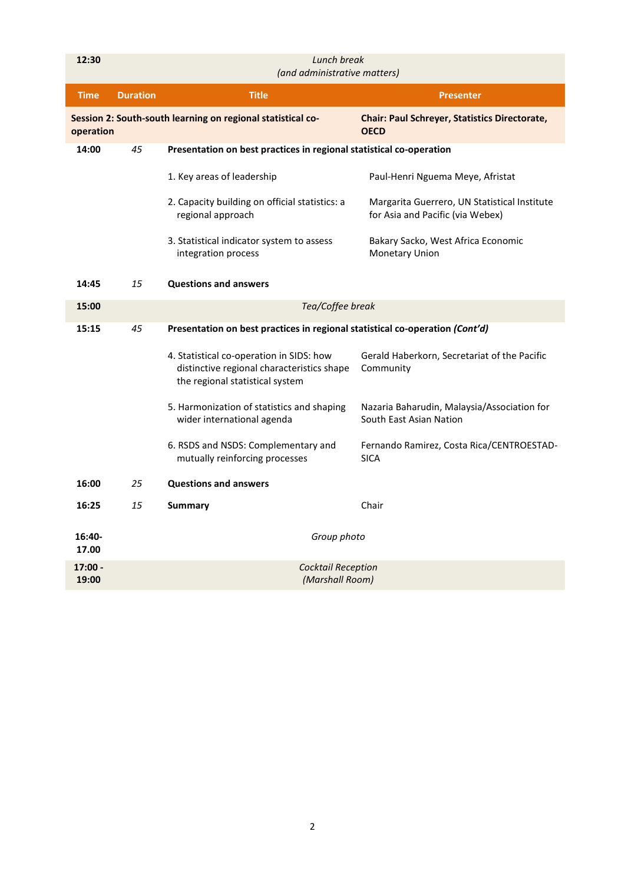| Time | Duration | Title | Presenter |
|---|---|---|---|
| **12:30** | | *Lunch break (and administrative matters)* | |
| **Session 2: South-south learning on regional statistical co-operation** | | | **Chair: Paul Schreyer, Statistics Directorate, OECD** |
| **14:00** | *45* | **Presentation on best practices in regional statistical co-operation** | |
| | | 1. Key areas of leadership | Paul-Henri Nguema Meye, Afristat |
| | | 2. Capacity building on official statistics: a regional approach | Margarita Guerrero, UN Statistical Institute for Asia and Pacific (via Webex) |
| | | 3. Statistical indicator system to assess integration process | Bakary Sacko, West Africa Economic Monetary Union |
| **14:45** | *15* | **Questions and answers** | |
| **15:00** | | *Tea/Coffee break* | |
| **15:15** | *45* | **Presentation on best practices in regional statistical co-operation *(Cont'd)*** | |
| | | 4. Statistical co-operation in SIDS: how distinctive regional characteristics shape the regional statistical system | Gerald Haberkorn, Secretariat of the Pacific Community |
| | | 5. Harmonization of statistics and shaping wider international agenda | Nazaria Baharudin, Malaysia/Association for South East Asian Nation |
| | | 6. RSDS and NSDS: Complementary and mutually reinforcing processes | Fernando Ramirez, Costa Rica/CENTROESTAD-SICA |
| **16:00** | *25* | **Questions and answers** | |
| **16:25** | *15* | **Summary** | Chair |
| **16:40-17.00** | | *Group photo* | |
| **17:00 - 19:00** | | *Cocktail Reception (Marshall Room)* | |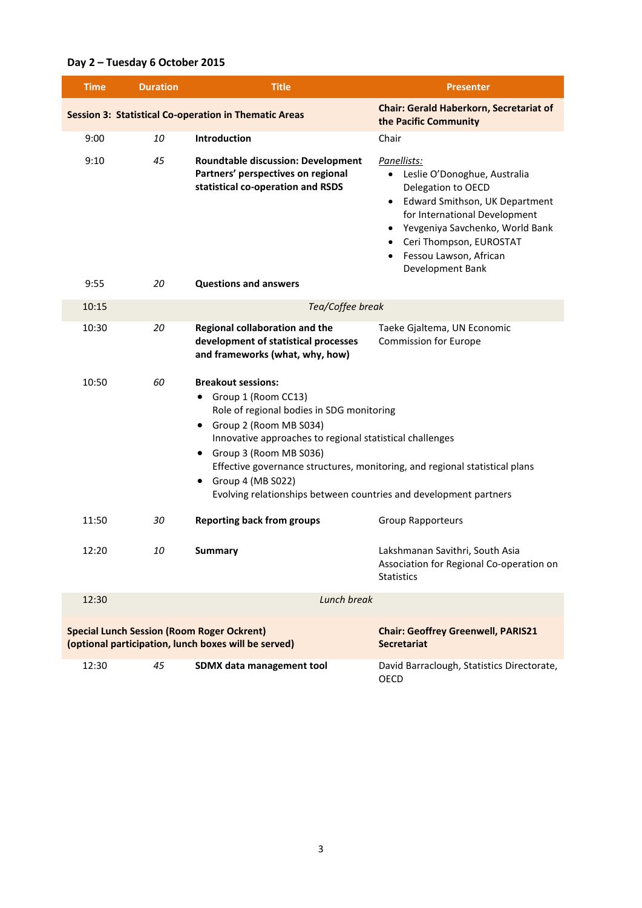## Day 2 – Tuesday 6 October 2015

| Time | Duration | Title | Presenter |
|---|---|---|---|
| **Session 3: Statistical Co-operation in Thematic Areas** | | | **Chair: Gerald Haberkorn, Secretariat of the Pacific Community** |
| 9:00 | *10* | **Introduction** | Chair |
| 9:10 | *45* | **Roundtable discussion: Development Partners' perspectives on regional statistical co-operation and RSDS** | *Panellists:*<br>• Leslie O'Donoghue, Australia Delegation to OECD<br>• Edward Smithson, UK Department for International Development<br>• Yevgeniya Savchenko, World Bank<br>• Ceri Thompson, EUROSTAT<br>• Fessou Lawson, African Development Bank |
| 9:55 | *20* | **Questions and answers** | |
| 10:15 | | *Tea/Coffee break* | |
| 10:30 | *20* | **Regional collaboration and the development of statistical processes and frameworks (what, why, how)** | Taeke Gjaltema, UN Economic Commission for Europe |
| 10:50 | *60* | **Breakout sessions:**<br>• Group 1 (Room CC13)<br>Role of regional bodies in SDG monitoring<br>• Group 2 (Room MB S034)<br>Innovative approaches to regional statistical challenges<br>• Group 3 (Room MB S036)<br>Effective governance structures, monitoring, and regional statistical plans<br>• Group 4 (MB S022)<br>Evolving relationships between countries and development partners | |
| 11:50 | *30* | **Reporting back from groups** | Group Rapporteurs |
| 12:20 | *10* | **Summary** | Lakshmanan Savithri, South Asia Association for Regional Co-operation on Statistics |
| 12:30 | | *Lunch break* | |
| **Special Lunch Session (Room Roger Ockrent) (optional participation, lunch boxes will be served)** | | | **Chair: Geoffrey Greenwell, PARIS21 Secretariat** |
| 12:30 | *45* | **SDMX data management tool** | David Barraclough, Statistics Directorate, OECD |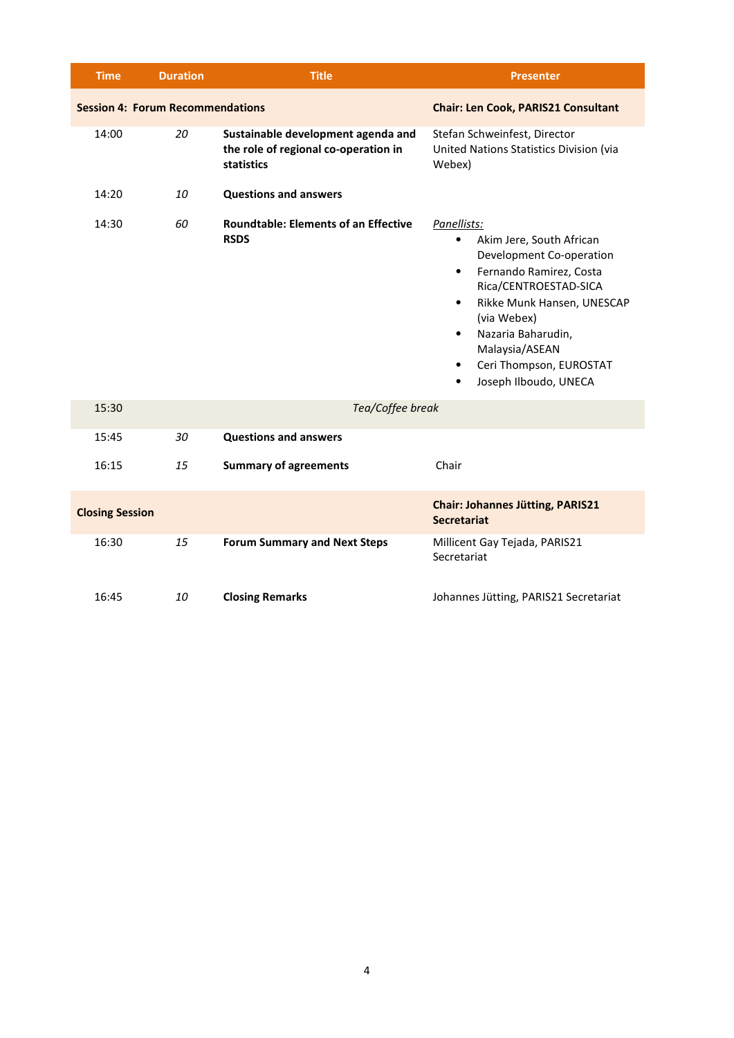| Time | Duration | Title | Presenter |
|---|---|---|---|
| **Session 4: Forum Recommendations** | | | **Chair: Len Cook, PARIS21 Consultant** |
| 14:00 | *20* | **Sustainable development agenda and the role of regional co-operation in statistics** | Stefan Schweinfest, Director United Nations Statistics Division (via Webex) |
| 14:20 | *10* | **Questions and answers** | |
| 14:30 | *60* | **Roundtable: Elements of an Effective RSDS** | *Panellists:* <br>• Akim Jere, South African Development Co-operation <br>• Fernando Ramirez, Costa Rica/CENTROESTAD-SICA <br>• Rikke Munk Hansen, UNESCAP (via Webex) <br>• Nazaria Baharudin, Malaysia/ASEAN <br>• Ceri Thompson, EUROSTAT <br>• Joseph Ilboudo, UNECA |
| 15:30 | | *Tea/Coffee break* | |
| 15:45 | *30* | **Questions and answers** | |
| 16:15 | *15* | **Summary of agreements** | Chair |
| **Closing Session** | | | **Chair: Johannes Jütting, PARIS21 Secretariat** |
| 16:30 | *15* | **Forum Summary and Next Steps** | Millicent Gay Tejada, PARIS21 Secretariat |
| 16:45 | *10* | **Closing Remarks** | Johannes Jütting, PARIS21 Secretariat |